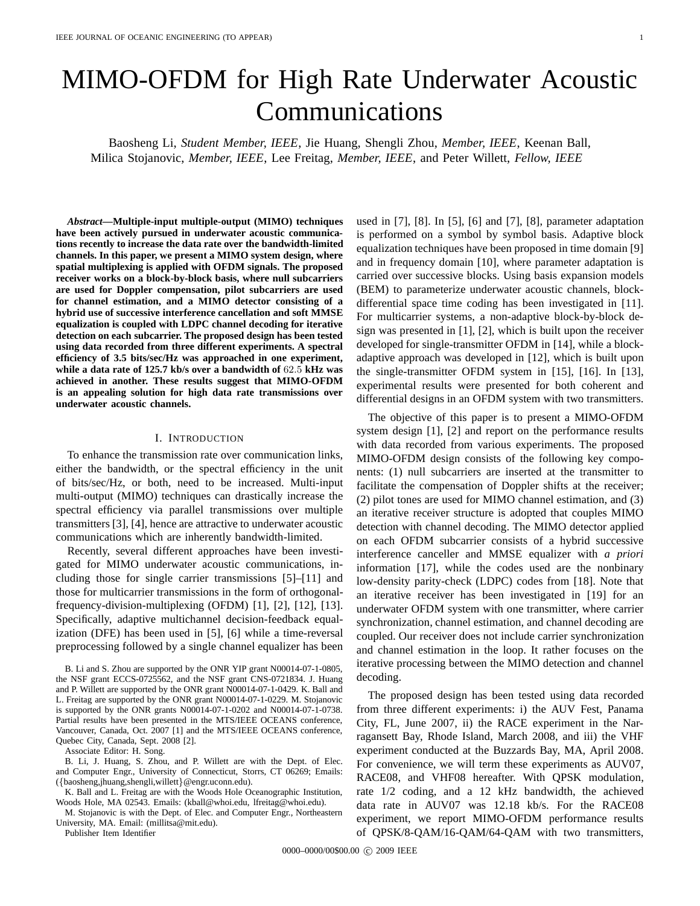# MIMO-OFDM for High Rate Underwater Acoustic Communications

Baosheng Li, *Student Member, IEEE*, Jie Huang, Shengli Zhou, *Member, IEEE*, Keenan Ball, Milica Stojanovic, *Member, IEEE*, Lee Freitag, *Member, IEEE*, and Peter Willett, *Fellow, IEEE*

***Abstract*—Multiple-input multiple-output (MIMO) techniques have been actively pursued in underwater acoustic communications recently to increase the data rate over the bandwidth-limited channels. In this paper, we present a MIMO system design, where spatial multiplexing is applied with OFDM signals. The proposed receiver works on a block-by-block basis, where null subcarriers are used for Doppler compensation, pilot subcarriers are used for channel estimation, and a MIMO detector consisting of a hybrid use of successive interference cancellation and soft MMSE equalization is coupled with LDPC channel decoding for iterative detection on each subcarrier. The proposed design has been tested using data recorded from three different experiments. A spectral efficiency of 3.5 bits/sec/Hz was approached in one experiment, while a data rate of 125.7 kb/s over a bandwidth of $62.5$ kHz was achieved in another. These results suggest that MIMO-OFDM is an appealing solution for high data rate transmissions over underwater acoustic channels.**

## I. Introduction

To enhance the transmission rate over communication links, either the bandwidth, or the spectral efficiency in the unit of bits/sec/Hz, or both, need to be increased. Multi-input multi-output (MIMO) techniques can drastically increase the spectral efficiency via parallel transmissions over multiple transmitters [3], [4], hence are attractive to underwater acoustic communications which are inherently bandwidth-limited.

Recently, several different approaches have been investigated for MIMO underwater acoustic communications, including those for single carrier transmissions [5]–[11] and those for multicarrier transmissions in the form of orthogonal-frequency-division-multiplexing (OFDM) [1], [2], [12], [13]. Specifically, adaptive multichannel decision-feedback equalization (DFE) has been used in [5], [6] while a time-reversal preprocessing followed by a single channel equalizer has been used in [7], [8]. In [5], [6] and [7], [8], parameter adaptation is performed on a symbol by symbol basis. Adaptive block equalization techniques have been proposed in time domain [9] and in frequency domain [10], where parameter adaptation is carried over successive blocks. Using basis expansion models (BEM) to parameterize underwater acoustic channels, block-differential space time coding has been investigated in [11]. For multicarrier systems, a non-adaptive block-by-block design was presented in [1], [2], which is built upon the receiver developed for single-transmitter OFDM in [14], while a block-adaptive approach was developed in [12], which is built upon the single-transmitter OFDM system in [15], [16]. In [13], experimental results were presented for both coherent and differential designs in an OFDM system with two transmitters.

The objective of this paper is to present a MIMO-OFDM system design [1], [2] and report on the performance results with data recorded from various experiments. The proposed MIMO-OFDM design consists of the following key components: (1) null subcarriers are inserted at the transmitter to facilitate the compensation of Doppler shifts at the receiver; (2) pilot tones are used for MIMO channel estimation, and (3) an iterative receiver structure is adopted that couples MIMO detection with channel decoding. The MIMO detector applied on each OFDM subcarrier consists of a hybrid successive interference canceller and MMSE equalizer with *a priori* information [17], while the codes used are the nonbinary low-density parity-check (LDPC) codes from [18]. Note that an iterative receiver has been investigated in [19] for an underwater OFDM system with one transmitter, where carrier synchronization, channel estimation, and channel decoding are coupled. Our receiver does not include carrier synchronization and channel estimation in the loop. It rather focuses on the iterative processing between the MIMO detection and channel decoding.

The proposed design has been tested using data recorded from three different experiments: i) the AUV Fest, Panama City, FL, June 2007, ii) the RACE experiment in the Narragansett Bay, Rhode Island, March 2008, and iii) the VHF experiment conducted at the Buzzards Bay, MA, April 2008. For convenience, we will term these experiments as AUV07, RACE08, and VHF08 hereafter. With QPSK modulation, rate 1/2 coding, and a 12 kHz bandwidth, the achieved data rate in AUV07 was 12.18 kb/s. For the RACE08 experiment, we report MIMO-OFDM performance results of QPSK/8-QAM/16-QAM/64-QAM with two transmitters,

B. Li and S. Zhou are supported by the ONR YIP grant N00014-07-1-0805, the NSF grant ECCS-0725562, and the NSF grant CNS-0721834. J. Huang and P. Willett are supported by the ONR grant N00014-07-1-0429. K. Ball and L. Freitag are supported by the ONR grant N00014-07-1-0229. M. Stojanovic is supported by the ONR grants N00014-07-1-0202 and N00014-07-1-0738. Partial results have been presented in the MTS/IEEE OCEANS conference, Vancouver, Canada, Oct. 2007 [1] and the MTS/IEEE OCEANS conference, Quebec City, Canada, Sept. 2008 [2].

Associate Editor: H. Song.

B. Li, J. Huang, S. Zhou, and P. Willett are with the Dept. of Elec. and Computer Engr., University of Connecticut, Storrs, CT 06269; Emails: ({baosheng,jhuang,shengli,willett}@engr.uconn.edu).

K. Ball and L. Freitag are with the Woods Hole Oceanographic Institution, Woods Hole, MA 02543. Emails: (kball@whoi.edu, lfreitag@whoi.edu).

M. Stojanovic is with the Dept. of Elec. and Computer Engr., Northeastern University, MA. Email: (millitsa@mit.edu).

Publisher Item Identifier

0000–0000/00$00.00 © 2009 IEEE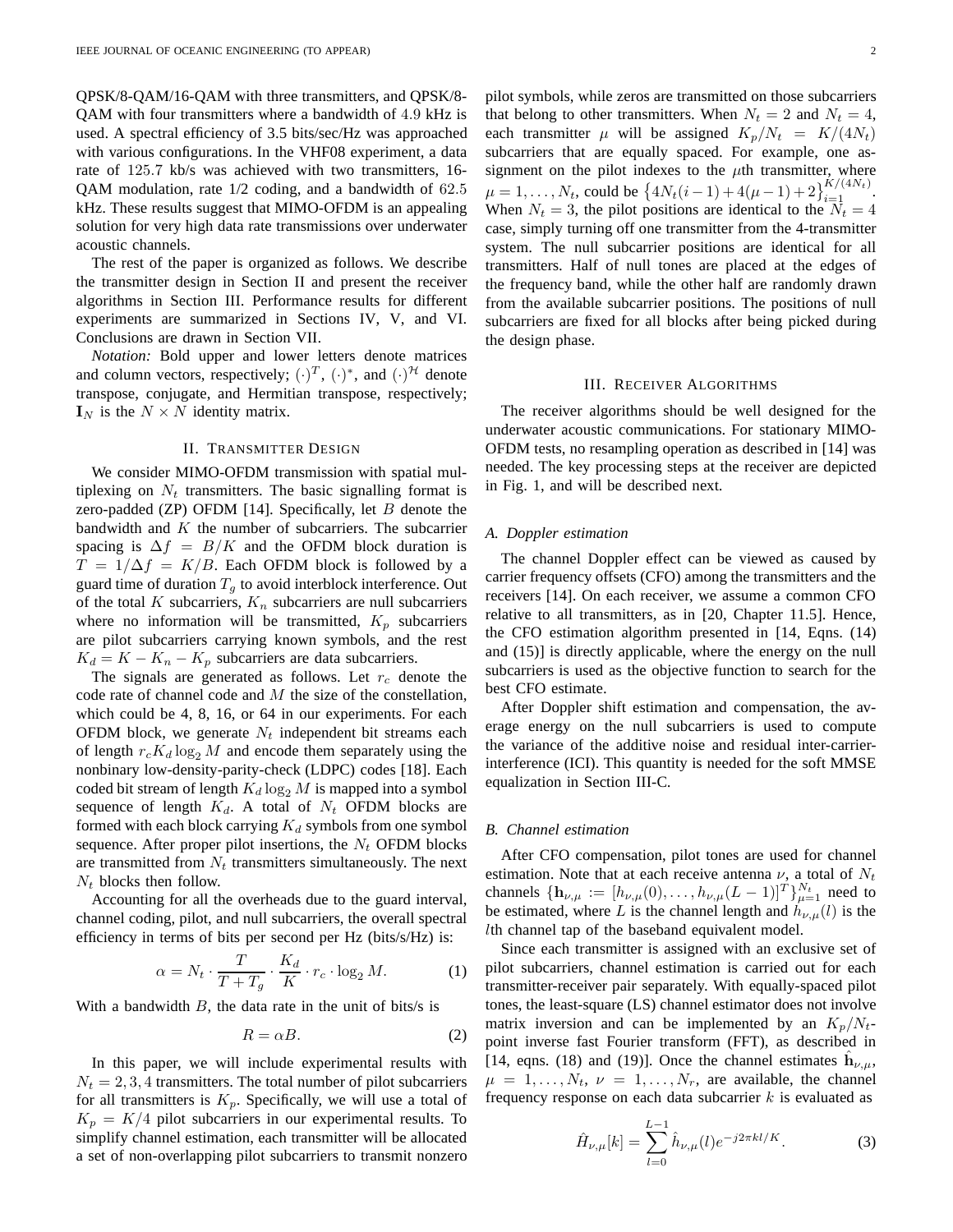QPSK/8-QAM/16-QAM with three transmitters, and QPSK/8-QAM with four transmitters where a bandwidth of $4.9$ kHz is used. A spectral efficiency of 3.5 bits/sec/Hz was approached with various configurations. In the VHF08 experiment, a data rate of $125.7$ kb/s was achieved with two transmitters, 16-QAM modulation, rate 1/2 coding, and a bandwidth of $62.5$ kHz. These results suggest that MIMO-OFDM is an appealing solution for very high data rate transmissions over underwater acoustic channels.

The rest of the paper is organized as follows. We describe the transmitter design in Section II and present the receiver algorithms in Section III. Performance results for different experiments are summarized in Sections IV, V, and VI. Conclusions are drawn in Section VII.

*Notation:* Bold upper and lower letters denote matrices and column vectors, respectively; $(\cdot)^T$, $(\cdot)^*$, and $(\cdot)^{\mathcal{H}}$ denote transpose, conjugate, and Hermitian transpose, respectively; $\mathbf{I}_N$ is the $N \times N$ identity matrix.

## II. Transmitter Design

We consider MIMO-OFDM transmission with spatial multiplexing on $N_t$ transmitters. The basic signalling format is zero-padded (ZP) OFDM [14]. Specifically, let $B$ denote the bandwidth and $K$ the number of subcarriers. The subcarrier spacing is $\Delta f = B/K$ and the OFDM block duration is $T = 1/\Delta f = K/B$. Each OFDM block is followed by a guard time of duration $T_g$ to avoid interblock interference. Out of the total $K$ subcarriers, $K_n$ subcarriers are null subcarriers where no information will be transmitted, $K_p$ subcarriers are pilot subcarriers carrying known symbols, and the rest $K_d = K - K_n - K_p$ subcarriers are data subcarriers.

The signals are generated as follows. Let $r_c$ denote the code rate of channel code and $M$ the size of the constellation, which could be 4, 8, 16, or 64 in our experiments. For each OFDM block, we generate $N_t$ independent bit streams each of length $r_c K_d \log_2 M$ and encode them separately using the nonbinary low-density-parity-check (LDPC) codes [18]. Each coded bit stream of length $K_d \log_2 M$ is mapped into a symbol sequence of length $K_d$. A total of $N_t$ OFDM blocks are formed with each block carrying $K_d$ symbols from one symbol sequence. After proper pilot insertions, the $N_t$ OFDM blocks are transmitted from $N_t$ transmitters simultaneously. The next $N_t$ blocks then follow.

Accounting for all the overheads due to the guard interval, channel coding, pilot, and null subcarriers, the overall spectral efficiency in terms of bits per second per Hz (bits/s/Hz) is:

$$\alpha = N_t \cdot \frac{T}{T + T_g} \cdot \frac{K_d}{K} \cdot r_c \cdot \log_2 M. \tag{1}$$

With a bandwidth $B$, the data rate in the unit of bits/s is

$$R = \alpha B. \tag{2}$$

In this paper, we will include experimental results with $N_t = 2, 3, 4$ transmitters. The total number of pilot subcarriers for all transmitters is $K_p$. Specifically, we will use a total of $K_p = K/4$ pilot subcarriers in our experimental results. To simplify channel estimation, each transmitter will be allocated a set of non-overlapping pilot subcarriers to transmit nonzero pilot symbols, while zeros are transmitted on those subcarriers that belong to other transmitters. When $N_t = 2$ and $N_t = 4$, each transmitter $\mu$ will be assigned $K_p/N_t = K/(4N_t)$ subcarriers that are equally spaced. For example, one assignment on the pilot indexes to the $\mu$th transmitter, where $\mu = 1, \ldots, N_t$, could be $\left\{4N_t(i-1) + 4(\mu - 1) + 2\right\}_{i=1}^{K/(4N_t)}$. When $N_t = 3$, the pilot positions are identical to the $N_t = 4$ case, simply turning off one transmitter from the 4-transmitter system. The null subcarrier positions are identical for all transmitters. Half of null tones are placed at the edges of the frequency band, while the other half are randomly drawn from the available subcarrier positions. The positions of null subcarriers are fixed for all blocks after being picked during the design phase.

## III. Receiver Algorithms

The receiver algorithms should be well designed for the underwater acoustic communications. For stationary MIMO-OFDM tests, no resampling operation as described in [14] was needed. The key processing steps at the receiver are depicted in Fig. 1, and will be described next.

### A. Doppler estimation

The channel Doppler effect can be viewed as caused by carrier frequency offsets (CFO) among the transmitters and the receivers [14]. On each receiver, we assume a common CFO relative to all transmitters, as in [20, Chapter 11.5]. Hence, the CFO estimation algorithm presented in [14, Eqns. (14) and (15)] is directly applicable, where the energy on the null subcarriers is used as the objective function to search for the best CFO estimate.

After Doppler shift estimation and compensation, the average energy on the null subcarriers is used to compute the variance of the additive noise and residual inter-carrier-interference (ICI). This quantity is needed for the soft MMSE equalization in Section III-C.

### B. Channel estimation

After CFO compensation, pilot tones are used for channel estimation. Note that at each receive antenna $\nu$, a total of $N_t$ channels $\{\mathbf{h}_{\nu,\mu} := [h_{\nu,\mu}(0), \ldots, h_{\nu,\mu}(L-1)]^T\}_{\mu=1}^{N_t}$ need to be estimated, where $L$ is the channel length and $h_{\nu,\mu}(l)$ is the $l$th channel tap of the baseband equivalent model.

Since each transmitter is assigned with an exclusive set of pilot subcarriers, channel estimation is carried out for each transmitter-receiver pair separately. With equally-spaced pilot tones, the least-square (LS) channel estimator does not involve matrix inversion and can be implemented by an $K_p/N_t$-point inverse fast Fourier transform (FFT), as described in [14, eqns. (18) and (19)]. Once the channel estimates $\hat{\mathbf{h}}_{\nu,\mu}$, $\mu = 1, \ldots, N_t$, $\nu = 1, \ldots, N_r$, are available, the channel frequency response on each data subcarrier $k$ is evaluated as

$$\hat{H}_{\nu,\mu}[k] = \sum_{l=0}^{L-1} \hat{h}_{\nu,\mu}(l) e^{-j2\pi kl/K}. \tag{3}$$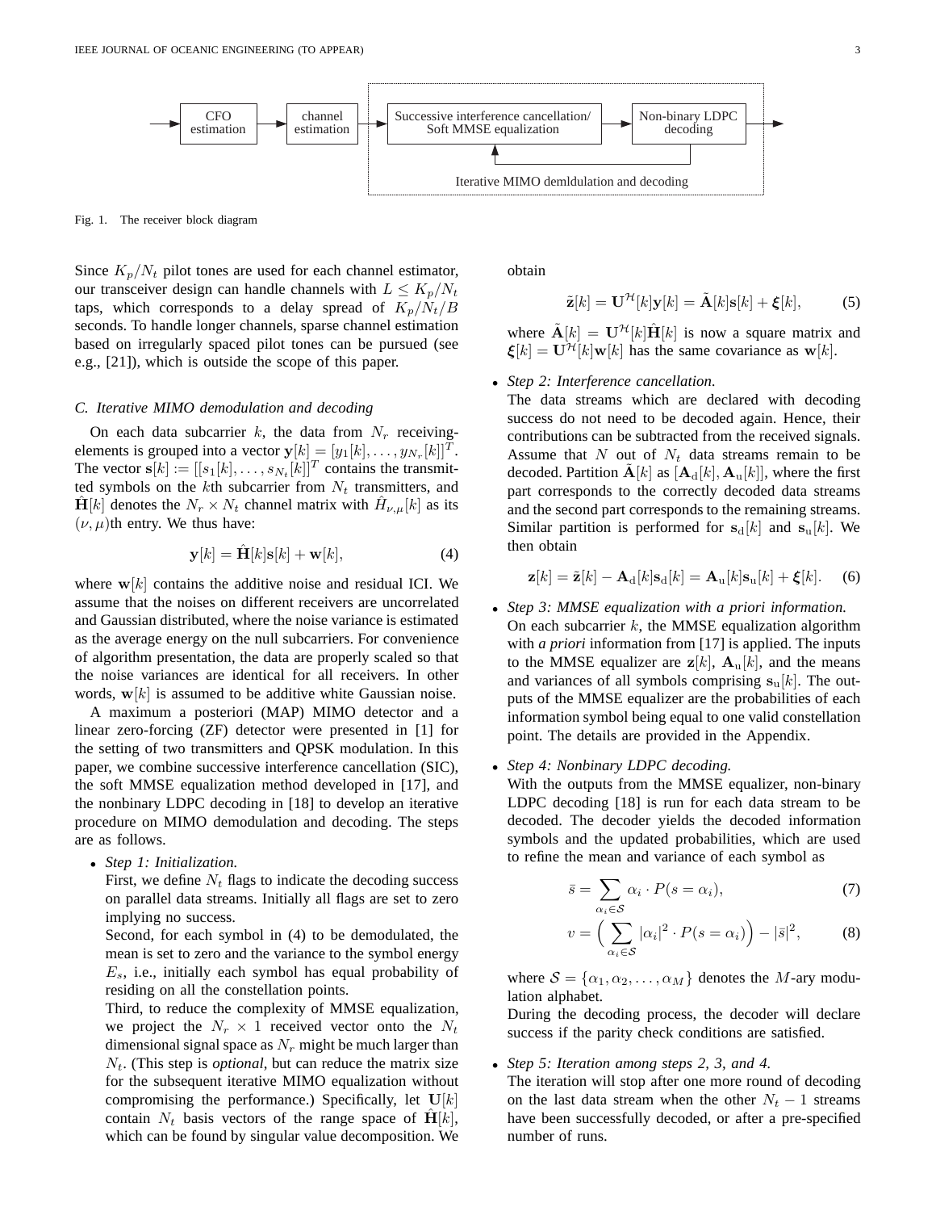Fig. 1. The receiver block diagram

Since $K_p/N_t$ pilot tones are used for each channel estimator, our transceiver design can handle channels with $L \leq K_p/N_t$ taps, which corresponds to a delay spread of $K_p/N_t/B$ seconds. To handle longer channels, sparse channel estimation based on irregularly spaced pilot tones can be pursued (see e.g., [21]), which is outside the scope of this paper.

### C. Iterative MIMO demodulation and decoding

On each data subcarrier $k$, the data from $N_r$ receiving-elements is grouped into a vector $\mathbf{y}[k] = [y_1[k], \ldots, y_{N_r}[k]]^T$. The vector $\mathbf{s}[k] := [s_1[k], \ldots, s_{N_t}[k]]^T$ contains the transmitted symbols on the $k$th subcarrier from $N_t$ transmitters, and $\hat{\mathbf{H}}[k]$ denotes the $N_r \times N_t$ channel matrix with $\hat{H}_{\nu,\mu}[k]$ as its $(\nu, \mu)$th entry. We thus have:

$$\mathbf{y}[k] = \hat{\mathbf{H}}[k]\mathbf{s}[k] + \mathbf{w}[k], \tag{4}$$

where $\mathbf{w}[k]$ contains the additive noise and residual ICI. We assume that the noises on different receivers are uncorrelated and Gaussian distributed, where the noise variance is estimated as the average energy on the null subcarriers. For convenience of algorithm presentation, the data are properly scaled so that the noise variances are identical for all receivers. In other words, $\mathbf{w}[k]$ is assumed to be additive white Gaussian noise.

A maximum a posteriori (MAP) MIMO detector and a linear zero-forcing (ZF) detector were presented in [1] for the setting of two transmitters and QPSK modulation. In this paper, we combine successive interference cancellation (SIC), the soft MMSE equalization method developed in [17], and the nonbinary LDPC decoding in [18] to develop an iterative procedure on MIMO demodulation and decoding. The steps are as follows.

- *Step 1: Initialization.*
  First, we define $N_t$ flags to indicate the decoding success on parallel data streams. Initially all flags are set to zero implying no success.
  Second, for each symbol in (4) to be demodulated, the mean is set to zero and the variance to the symbol energy $E_s$, i.e., initially each symbol has equal probability of residing on all the constellation points.
  Third, to reduce the complexity of MMSE equalization, we project the $N_r \times 1$ received vector onto the $N_t$ dimensional signal space as $N_r$ might be much larger than $N_t$. (This step is *optional*, but can reduce the matrix size for the subsequent iterative MIMO equalization without compromising the performance.) Specifically, let $\mathbf{U}[k]$ contain $N_t$ basis vectors of the range space of $\hat{\mathbf{H}}[k]$, which can be found by singular value decomposition. We obtain

$$\tilde{\mathbf{z}}[k] = \mathbf{U}^{\mathcal{H}}[k]\mathbf{y}[k] = \tilde{\mathbf{A}}[k]\mathbf{s}[k] + \boldsymbol{\xi}[k], \tag{5}$$

  where $\tilde{\mathbf{A}}[k] = \mathbf{U}^{\mathcal{H}}[k]\hat{\mathbf{H}}[k]$ is now a square matrix and $\boldsymbol{\xi}[k] = \mathbf{U}^{\mathcal{H}}[k]\mathbf{w}[k]$ has the same covariance as $\mathbf{w}[k]$.

- *Step 2: Interference cancellation.*
  The data streams which are declared with decoding success do not need to be decoded again. Hence, their contributions can be subtracted from the received signals. Assume that $N$ out of $N_t$ data streams remain to be decoded. Partition $\tilde{\mathbf{A}}[k]$ as $[\mathbf{A}_{\rm d}[k], \mathbf{A}_{\rm u}[k]]$, where the first part corresponds to the correctly decoded data streams and the second part corresponds to the remaining streams. Similar partition is performed for $\mathbf{s}_{\rm d}[k]$ and $\mathbf{s}_{\rm u}[k]$. We then obtain

$$\mathbf{z}[k] = \tilde{\mathbf{z}}[k] - \mathbf{A}_{\rm d}[k]\mathbf{s}_{\rm d}[k] = \mathbf{A}_{\rm u}[k]\mathbf{s}_{\rm u}[k] + \boldsymbol{\xi}[k]. \tag{6}$$

- *Step 3: MMSE equalization with a priori information.*
  On each subcarrier $k$, the MMSE equalization algorithm with *a priori* information from [17] is applied. The inputs to the MMSE equalizer are $\mathbf{z}[k]$, $\mathbf{A}_{\rm u}[k]$, and the means and variances of all symbols comprising $\mathbf{s}_{\rm u}[k]$. The outputs of the MMSE equalizer are the probabilities of each information symbol being equal to one valid constellation point. The details are provided in the Appendix.

- *Step 4: Nonbinary LDPC decoding.*
  With the outputs from the MMSE equalizer, non-binary LDPC decoding [18] is run for each data stream to be decoded. The decoder yields the decoded information symbols and the updated probabilities, which are used to refine the mean and variance of each symbol as

$$\bar{s} = \sum_{\alpha_i \in \mathcal{S}} \alpha_i \cdot P(s = \alpha_i), \tag{7}$$

$$v = \Big( \sum_{\alpha_i \in \mathcal{S}} |\alpha_i|^2 \cdot P(s = \alpha_i) \Big) - |\bar{s}|^2, \tag{8}$$

  where $\mathcal{S} = \{\alpha_1, \alpha_2, \ldots, \alpha_M\}$ denotes the $M$-ary modulation alphabet.
  During the decoding process, the decoder will declare success if the parity check conditions are satisfied.

- *Step 5: Iteration among steps 2, 3, and 4.*
  The iteration will stop after one more round of decoding on the last data stream when the other $N_t - 1$ streams have been successfully decoded, or after a pre-specified number of runs.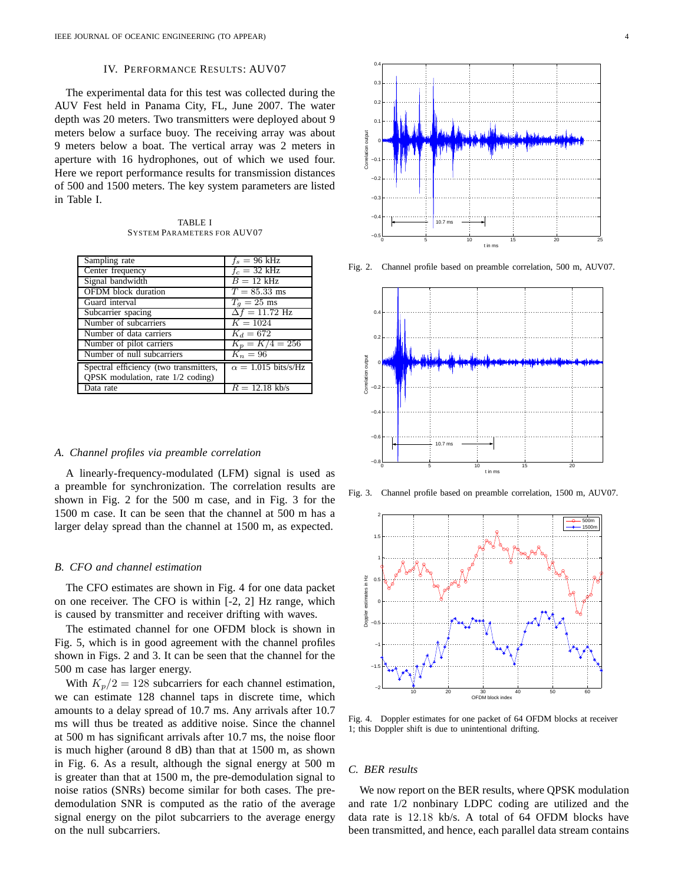## IV. PERFORMANCE RESULTS: AUV07

The experimental data for this test was collected during the AUV Fest held in Panama City, FL, June 2007. The water depth was 20 meters. Two transmitters were deployed about 9 meters below a surface buoy. The receiving array was about 9 meters below a boat. The vertical array was 2 meters in aperture with 16 hydrophones, out of which we used four. Here we report performance results for transmission distances of 500 and 1500 meters. The key system parameters are listed in Table I.

TABLE I
SYSTEM PARAMETERS FOR AUV07

| Parameter | Value |
|---|---|
| Sampling rate | $f_s = 96$ kHz |
| Center frequency | $f_c = 32$ kHz |
| Signal bandwidth | $B = 12$ kHz |
| OFDM block duration | $T = 85.33$ ms |
| Guard interval | $T_g = 25$ ms |
| Subcarrier spacing | $\Delta f = 11.72$ Hz |
| Number of subcarriers | $K = 1024$ |
| Number of data carriers | $K_d = 672$ |
| Number of pilot carriers | $K_p = K/4 = 256$ |
| Number of null subcarriers | $K_n = 96$ |
| Spectral efficiency (two transmitters, QPSK modulation, rate 1/2 coding) | $\alpha = 1.015$ bits/s/Hz |
| Data rate | $R = 12.18$ kb/s |

### A. Channel profiles via preamble correlation

A linearly-frequency-modulated (LFM) signal is used as a preamble for synchronization. The correlation results are shown in Fig. 2 for the 500 m case, and in Fig. 3 for the 1500 m case. It can be seen that the channel at 500 m has a larger delay spread than the channel at 1500 m, as expected.

### B. CFO and channel estimation

The CFO estimates are shown in Fig. 4 for one data packet on one receiver. The CFO is within [-2, 2] Hz range, which is caused by transmitter and receiver drifting with waves.

The estimated channel for one OFDM block is shown in Fig. 5, which is in good agreement with the channel profiles shown in Figs. 2 and 3. It can be seen that the channel for the 500 m case has larger energy.

With $K_p/2 = 128$ subcarriers for each channel estimation, we can estimate 128 channel taps in discrete time, which amounts to a delay spread of 10.7 ms. Any arrivals after 10.7 ms will thus be treated as additive noise. Since the channel at 500 m has significant arrivals after 10.7 ms, the noise floor is much higher (around 8 dB) than that at 1500 m, as shown in Fig. 6. As a result, although the signal energy at 500 m is greater than that at 1500 m, the pre-demodulation signal to noise ratios (SNRs) become similar for both cases. The pre-demodulation SNR is computed as the ratio of the average signal energy on the pilot subcarriers to the average energy on the null subcarriers.

Fig. 2. Channel profile based on preamble correlation, 500 m, AUV07.

Fig. 3. Channel profile based on preamble correlation, 1500 m, AUV07.

Fig. 4. Doppler estimates for one packet of 64 OFDM blocks at receiver 1; this Doppler shift is due to unintentional drifting.

### C. BER results

We now report on the BER results, where QPSK modulation and rate 1/2 nonbinary LDPC coding are utilized and the data rate is 12.18 kb/s. A total of 64 OFDM blocks have been transmitted, and hence, each parallel data stream contains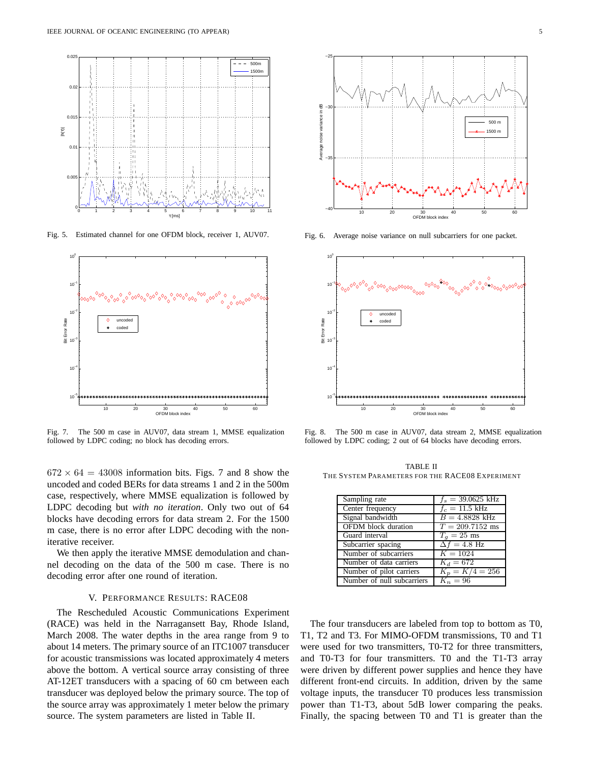Fig. 5. Estimated channel for one OFDM block, receiver 1, AUV07.

Fig. 6. Average noise variance on null subcarriers for one packet.

Fig. 7. The 500 m case in AUV07, data stream 1, MMSE equalization followed by LDPC coding; no block has decoding errors.

Fig. 8. The 500 m case in AUV07, data stream 2, MMSE equalization followed by LDPC coding; 2 out of 64 blocks have decoding errors.

$672 \times 64 = 43008$ information bits. Figs. 7 and 8 show the uncoded and coded BERs for data streams 1 and 2 in the 500m case, respectively, where MMSE equalization is followed by LDPC decoding but *with no iteration*. Only two out of 64 blocks have decoding errors for data stream 2. For the 1500 m case, there is no error after LDPC decoding with the non-iterative receiver.

We then apply the iterative MMSE demodulation and channel decoding on the data of the 500 m case. There is no decoding error after one round of iteration.

## V. Performance Results: RACE08

The Rescheduled Acoustic Communications Experiment (RACE) was held in the Narragansett Bay, Rhode Island, March 2008. The water depths in the area range from 9 to about 14 meters. The primary source of an ITC1007 transducer for acoustic transmissions was located approximately 4 meters above the bottom. A vertical source array consisting of three AT-12ET transducers with a spacing of 60 cm between each transducer was deployed below the primary source. The top of the source array was approximately 1 meter below the primary source. The system parameters are listed in Table II.

TABLE II
THE SYSTEM PARAMETERS FOR THE RACE08 EXPERIMENT

| | |
|---|---|
| Sampling rate | $f_s = 39.0625$ kHz |
| Center frequency | $f_c = 11.5$ kHz |
| Signal bandwidth | $B = 4.8828$ kHz |
| OFDM block duration | $T = 209.7152$ ms |
| Guard interval | $T_g = 25$ ms |
| Subcarrier spacing | $\Delta f = 4.8$ Hz |
| Number of subcarriers | $K = 1024$ |
| Number of data carriers | $K_d = 672$ |
| Number of pilot carriers | $K_p = K/4 = 256$ |
| Number of null subcarriers | $K_n = 96$ |

The four transducers are labeled from top to bottom as T0, T1, T2 and T3. For MIMO-OFDM transmissions, T0 and T1 were used for two transmitters, T0-T2 for three transmitters, and T0-T3 for four transmitters. T0 and the T1-T3 array were driven by different power supplies and hence they have different front-end circuits. In addition, driven by the same voltage inputs, the transducer T0 produces less transmission power than T1-T3, about 5dB lower comparing the peaks. Finally, the spacing between T0 and T1 is greater than the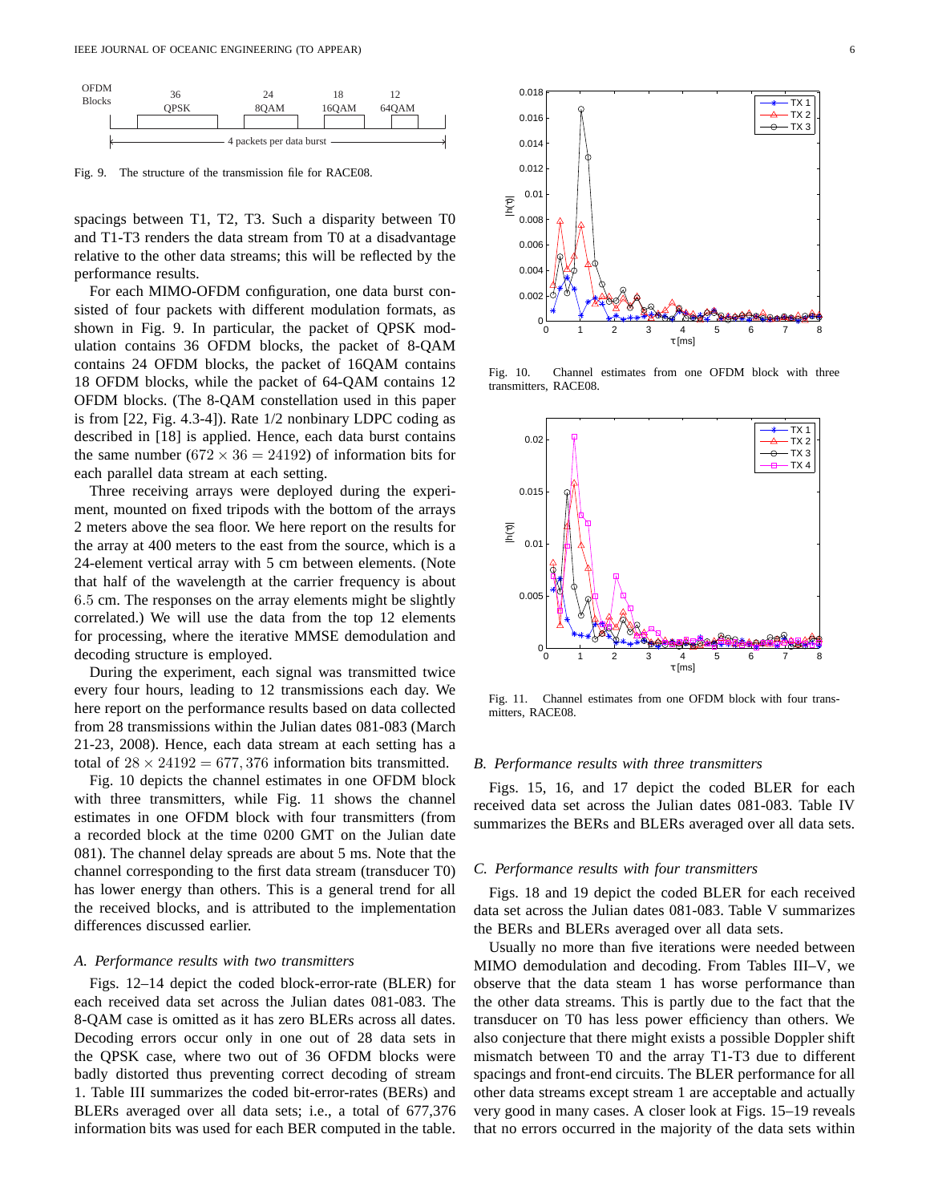Fig. 9. The structure of the transmission file for RACE08.

spacings between T1, T2, T3. Such a disparity between T0 and T1-T3 renders the data stream from T0 at a disadvantage relative to the other data streams; this will be reflected by the performance results.

For each MIMO-OFDM configuration, one data burst consisted of four packets with different modulation formats, as shown in Fig. 9. In particular, the packet of QPSK modulation contains 36 OFDM blocks, the packet of 8-QAM contains 24 OFDM blocks, the packet of 16QAM contains 18 OFDM blocks, while the packet of 64-QAM contains 12 OFDM blocks. (The 8-QAM constellation used in this paper is from [22, Fig. 4.3-4]). Rate 1/2 nonbinary LDPC coding as described in [18] is applied. Hence, each data burst contains the same number ($672 \times 36 = 24192$) of information bits for each parallel data stream at each setting.

Three receiving arrays were deployed during the experiment, mounted on fixed tripods with the bottom of the arrays 2 meters above the sea floor. We here report on the results for the array at 400 meters to the east from the source, which is a 24-element vertical array with 5 cm between elements. (Note that half of the wavelength at the carrier frequency is about $6.5$ cm. The responses on the array elements might be slightly correlated.) We will use the data from the top 12 elements for processing, where the iterative MMSE demodulation and decoding structure is employed.

During the experiment, each signal was transmitted twice every four hours, leading to 12 transmissions each day. We here report on the performance results based on data collected from 28 transmissions within the Julian dates 081-083 (March 21-23, 2008). Hence, each data stream at each setting has a total of $28 \times 24192 = 677,376$ information bits transmitted.

Fig. 10 depicts the channel estimates in one OFDM block with three transmitters, while Fig. 11 shows the channel estimates in one OFDM block with four transmitters (from a recorded block at the time 0200 GMT on the Julian date 081). The channel delay spreads are about 5 ms. Note that the channel corresponding to the first data stream (transducer T0) has lower energy than others. This is a general trend for all the received blocks, and is attributed to the implementation differences discussed earlier.

### A. Performance results with two transmitters

Figs. 12–14 depict the coded block-error-rate (BLER) for each received data set across the Julian dates 081-083. The 8-QAM case is omitted as it has zero BLERs across all dates. Decoding errors occur only in one out of 28 data sets in the QPSK case, where two out of 36 OFDM blocks were badly distorted thus preventing correct decoding of stream 1. Table III summarizes the coded bit-error-rates (BERs) and BLERs averaged over all data sets; i.e., a total of 677,376 information bits was used for each BER computed in the table.

Fig. 10. Channel estimates from one OFDM block with three transmitters, RACE08.

Fig. 11. Channel estimates from one OFDM block with four transmitters, RACE08.

### B. Performance results with three transmitters

Figs. 15, 16, and 17 depict the coded BLER for each received data set across the Julian dates 081-083. Table IV summarizes the BERs and BLERs averaged over all data sets.

### C. Performance results with four transmitters

Figs. 18 and 19 depict the coded BLER for each received data set across the Julian dates 081-083. Table V summarizes the BERs and BLERs averaged over all data sets.

Usually no more than five iterations were needed between MIMO demodulation and decoding. From Tables III–V, we observe that the data steam 1 has worse performance than the other data streams. This is partly due to the fact that the transducer on T0 has less power efficiency than others. We also conjecture that there might exists a possible Doppler shift mismatch between T0 and the array T1-T3 due to different spacings and front-end circuits. The BLER performance for all other data streams except stream 1 are acceptable and actually very good in many cases. A closer look at Figs. 15–19 reveals that no errors occurred in the majority of the data sets within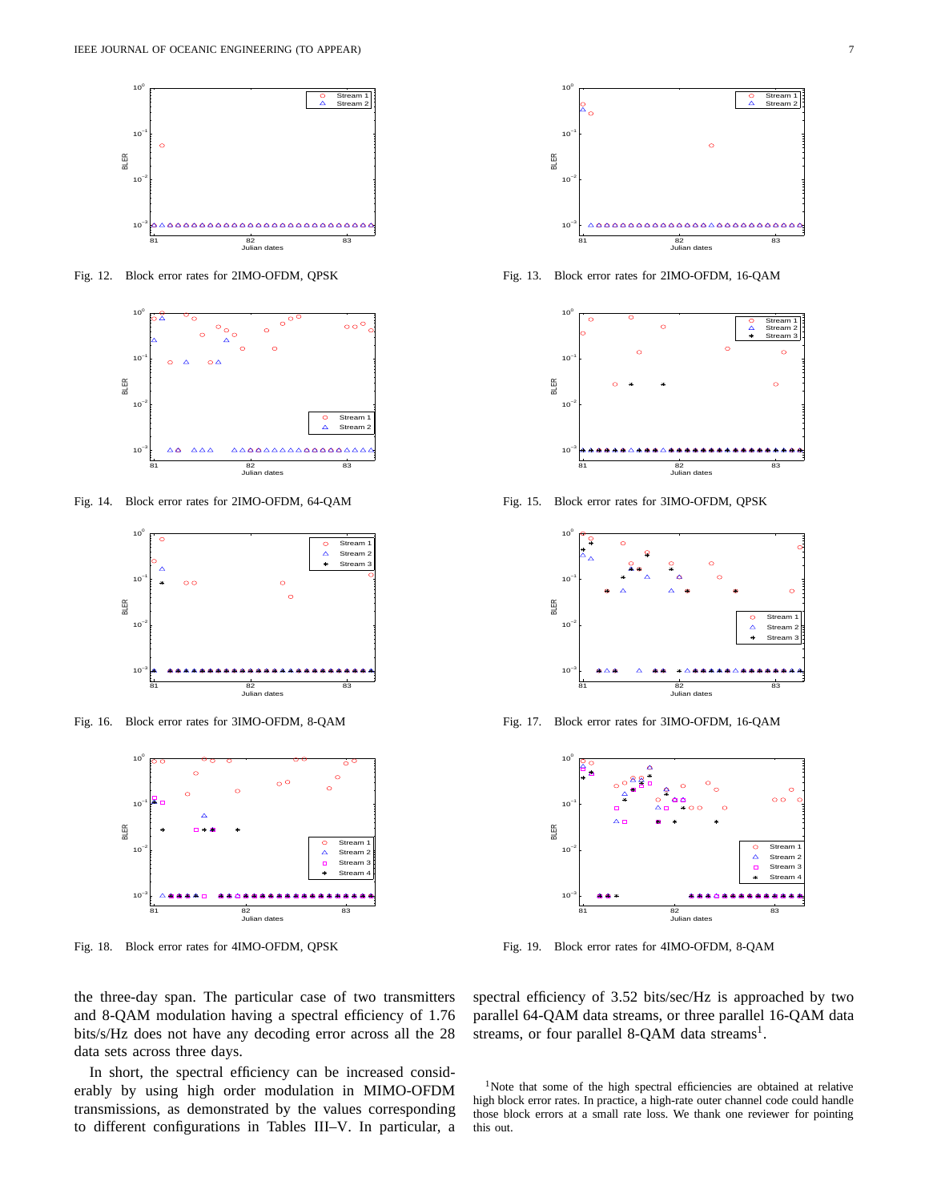Fig. 12. Block error rates for 2IMO-OFDM, QPSK

Fig. 13. Block error rates for 2IMO-OFDM, 16-QAM

Fig. 14. Block error rates for 2IMO-OFDM, 64-QAM

Fig. 15. Block error rates for 3IMO-OFDM, QPSK

Fig. 16. Block error rates for 3IMO-OFDM, 8-QAM

Fig. 17. Block error rates for 3IMO-OFDM, 16-QAM

Fig. 18. Block error rates for 4IMO-OFDM, QPSK

Fig. 19. Block error rates for 4IMO-OFDM, 8-QAM

the three-day span. The particular case of two transmitters and 8-QAM modulation having a spectral efficiency of 1.76 bits/s/Hz does not have any decoding error across all the 28 data sets across three days.

In short, the spectral efficiency can be increased considerably by using high order modulation in MIMO-OFDM transmissions, as demonstrated by the values corresponding to different configurations in Tables III–V. In particular, a spectral efficiency of 3.52 bits/sec/Hz is approached by two parallel 64-QAM data streams, or three parallel 16-QAM data streams, or four parallel 8-QAM data streams[1].

[1] Note that some of the high spectral efficiencies are obtained at relative high block error rates. In practice, a high-rate outer channel code could handle those block errors at a small rate loss. We thank one reviewer for pointing this out.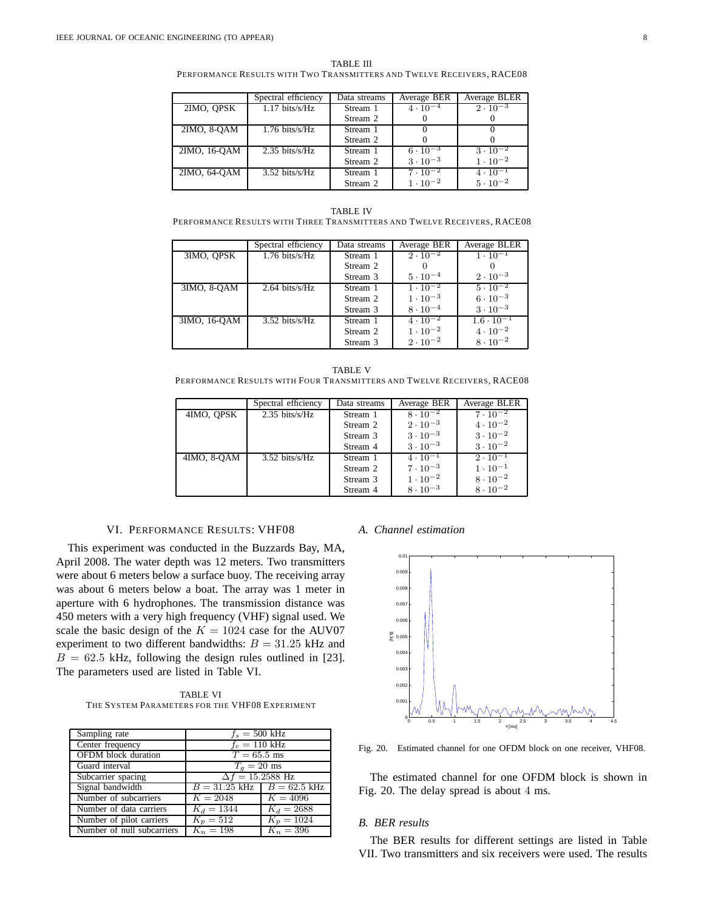TABLE III
PERFORMANCE RESULTS WITH TWO TRANSMITTERS AND TWELVE RECEIVERS, RACE08

| | Spectral efficiency | Data streams | Average BER | Average BLER |
|---|---|---|---|---|
| 2IMO, QPSK | 1.17 bits/s/Hz | Stream 1 | $4 \cdot 10^{-4}$ | $2 \cdot 10^{-3}$ |
| | | Stream 2 | 0 | 0 |
| 2IMO, 8-QAM | 1.76 bits/s/Hz | Stream 1 | 0 | 0 |
| | | Stream 2 | 0 | 0 |
| 2IMO, 16-QAM | 2.35 bits/s/Hz | Stream 1 | $6 \cdot 10^{-3}$ | $3 \cdot 10^{-2}$ |
| | | Stream 2 | $3 \cdot 10^{-3}$ | $1 \cdot 10^{-2}$ |
| 2IMO, 64-QAM | 3.52 bits/s/Hz | Stream 1 | $7 \cdot 10^{-2}$ | $4 \cdot 10^{-1}$ |
| | | Stream 2 | $1 \cdot 10^{-2}$ | $5 \cdot 10^{-2}$ |

TABLE IV
PERFORMANCE RESULTS WITH THREE TRANSMITTERS AND TWELVE RECEIVERS, RACE08

| | Spectral efficiency | Data streams | Average BER | Average BLER |
|---|---|---|---|---|
| 3IMO, QPSK | 1.76 bits/s/Hz | Stream 1 | $2 \cdot 10^{-2}$ | $1 \cdot 10^{-1}$ |
| | | Stream 2 | 0 | 0 |
| | | Stream 3 | $5 \cdot 10^{-4}$ | $2 \cdot 10^{-3}$ |
| 3IMO, 8-QAM | 2.64 bits/s/Hz | Stream 1 | $1 \cdot 10^{-2}$ | $5 \cdot 10^{-2}$ |
| | | Stream 2 | $1 \cdot 10^{-3}$ | $6 \cdot 10^{-3}$ |
| | | Stream 3 | $8 \cdot 10^{-4}$ | $3 \cdot 10^{-3}$ |
| 3IMO, 16-QAM | 3.52 bits/s/Hz | Stream 1 | $4 \cdot 10^{-2}$ | $1.6 \cdot 10^{-1}$ |
| | | Stream 2 | $1 \cdot 10^{-2}$ | $4 \cdot 10^{-2}$ |
| | | Stream 3 | $2 \cdot 10^{-2}$ | $8 \cdot 10^{-2}$ |

TABLE V
PERFORMANCE RESULTS WITH FOUR TRANSMITTERS AND TWELVE RECEIVERS, RACE08

| | Spectral efficiency | Data streams | Average BER | Average BLER |
|---|---|---|---|---|
| 4IMO, QPSK | 2.35 bits/s/Hz | Stream 1 | $8 \cdot 10^{-2}$ | $7 \cdot 10^{-2}$ |
| | | Stream 2 | $2 \cdot 10^{-3}$ | $4 \cdot 10^{-2}$ |
| | | Stream 3 | $3 \cdot 10^{-3}$ | $3 \cdot 10^{-2}$ |
| | | Stream 4 | $3 \cdot 10^{-3}$ | $3 \cdot 10^{-2}$ |
| 4IMO, 8-QAM | 3.52 bits/s/Hz | Stream 1 | $4 \cdot 10^{-1}$ | $2 \cdot 10^{-1}$ |
| | | Stream 2 | $7 \cdot 10^{-3}$ | $1 \cdot 10^{-1}$ |
| | | Stream 3 | $1 \cdot 10^{-2}$ | $8 \cdot 10^{-2}$ |
| | | Stream 4 | $8 \cdot 10^{-3}$ | $8 \cdot 10^{-2}$ |

## VI. PERFORMANCE RESULTS: VHF08

This experiment was conducted in the Buzzards Bay, MA, April 2008. The water depth was 12 meters. Two transmitters were about 6 meters below a surface buoy. The receiving array was about 6 meters below a boat. The array was 1 meter in aperture with 6 hydrophones. The transmission distance was 450 meters with a very high frequency (VHF) signal used. We scale the basic design of the $K = 1024$ case for the AUV07 experiment to two different bandwidths: $B = 31.25$ kHz and $B = 62.5$ kHz, following the design rules outlined in [23]. The parameters used are listed in Table VI.

TABLE VI
THE SYSTEM PARAMETERS FOR THE VHF08 EXPERIMENT

| | | |
|---|---|---|
| Sampling rate | $f_s = 500$ kHz | |
| Center frequency | $f_c = 110$ kHz | |
| OFDM block duration | $T = 65.5$ ms | |
| Guard interval | $T_g = 20$ ms | |
| Subcarrier spacing | $\Delta f = 15.2588$ Hz | |
| Signal bandwidth | $B = 31.25$ kHz | $B = 62.5$ kHz |
| Number of subcarriers | $K = 2048$ | $K = 4096$ |
| Number of data carriers | $K_d = 1344$ | $K_d = 2688$ |
| Number of pilot carriers | $K_p = 512$ | $K_p = 1024$ |
| Number of null subcarriers | $K_n = 198$ | $K_n = 396$ |

### A. Channel estimation

Fig. 20. Estimated channel for one OFDM block on one receiver, VHF08.

The estimated channel for one OFDM block is shown in Fig. 20. The delay spread is about 4 ms.

### B. BER results

The BER results for different settings are listed in Table VII. Two transmitters and six receivers were used. The results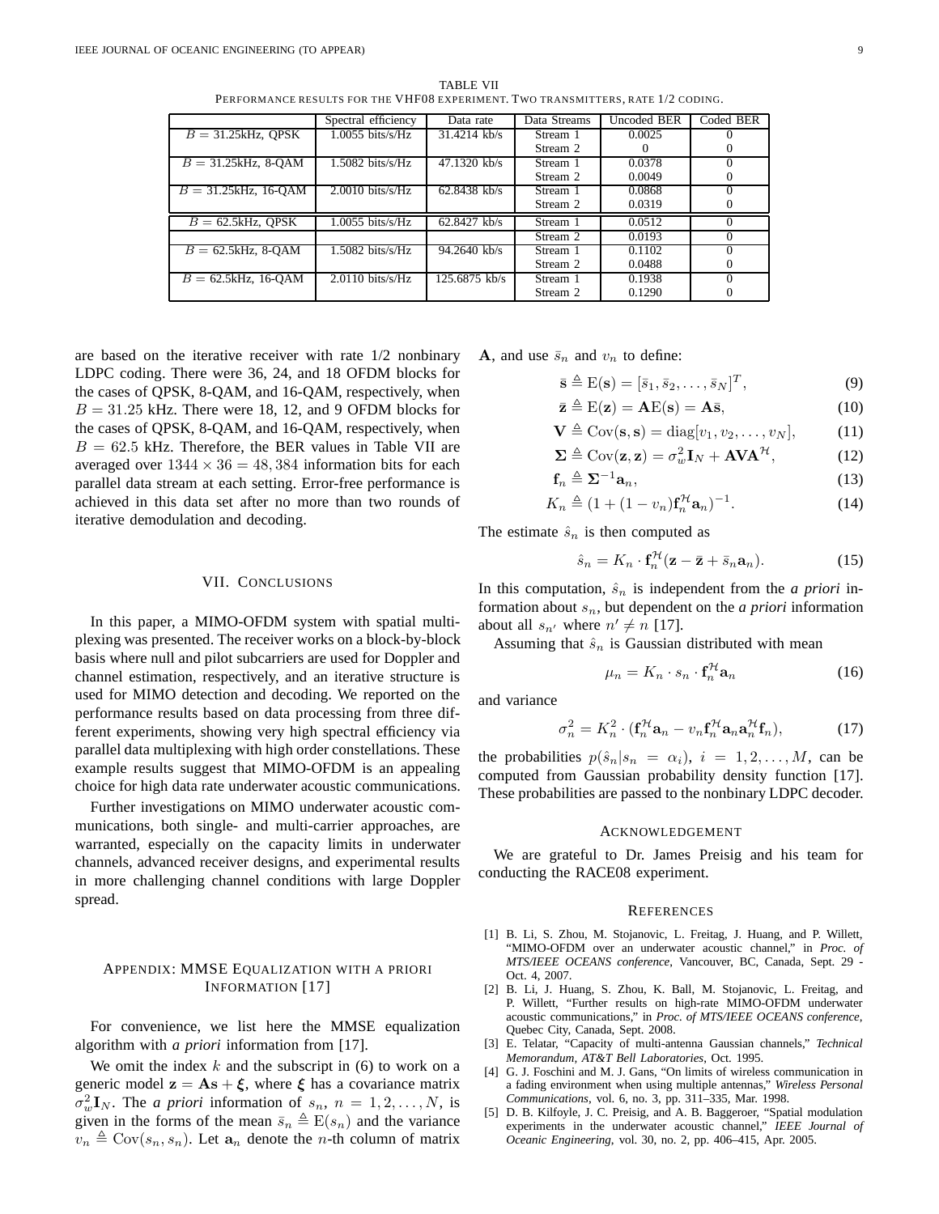TABLE VII
PERFORMANCE RESULTS FOR THE VHF08 EXPERIMENT. TWO TRANSMITTERS, RATE 1/2 CODING.

| | Spectral efficiency | Data rate | Data Streams | Uncoded BER | Coded BER |
|---|---|---|---|---|---|
| $B = 31.25$kHz, QPSK | 1.0055 bits/s/Hz | 31.4214 kb/s | Stream 1 | 0.0025 | 0 |
| | | | Stream 2 | 0 | 0 |
| $B = 31.25$kHz, 8-QAM | 1.5082 bits/s/Hz | 47.1320 kb/s | Stream 1 | 0.0378 | 0 |
| | | | Stream 2 | 0.0049 | 0 |
| $B = 31.25$kHz, 16-QAM | 2.0010 bits/s/Hz | 62.8438 kb/s | Stream 1 | 0.0868 | 0 |
| | | | Stream 2 | 0.0319 | 0 |
| $B = 62.5$kHz, QPSK | 1.0055 bits/s/Hz | 62.8427 kb/s | Stream 1 | 0.0512 | 0 |
| | | | Stream 2 | 0.0193 | 0 |
| $B = 62.5$kHz, 8-QAM | 1.5082 bits/s/Hz | 94.2640 kb/s | Stream 1 | 0.1102 | 0 |
| | | | Stream 2 | 0.0488 | 0 |
| $B = 62.5$kHz, 16-QAM | 2.0110 bits/s/Hz | 125.6875 kb/s | Stream 1 | 0.1938 | 0 |
| | | | Stream 2 | 0.1290 | 0 |

are based on the iterative receiver with rate 1/2 nonbinary LDPC coding. There were 36, 24, and 18 OFDM blocks for the cases of QPSK, 8-QAM, and 16-QAM, respectively, when $B = 31.25$ kHz. There were 18, 12, and 9 OFDM blocks for the cases of QPSK, 8-QAM, and 16-QAM, respectively, when $B = 62.5$ kHz. Therefore, the BER values in Table VII are averaged over $1344 \times 36 = 48,384$ information bits for each parallel data stream at each setting. Error-free performance is achieved in this data set after no more than two rounds of iterative demodulation and decoding.

## VII. CONCLUSIONS

In this paper, a MIMO-OFDM system with spatial multiplexing was presented. The receiver works on a block-by-block basis where null and pilot subcarriers are used for Doppler and channel estimation, respectively, and an iterative structure is used for MIMO detection and decoding. We reported on the performance results based on data processing from three different experiments, showing very high spectral efficiency via parallel data multiplexing with high order constellations. These example results suggest that MIMO-OFDM is an appealing choice for high data rate underwater acoustic communications.

Further investigations on MIMO underwater acoustic communications, both single- and multi-carrier approaches, are warranted, especially on the capacity limits in underwater channels, advanced receiver designs, and experimental results in more challenging channel conditions with large Doppler spread.

## APPENDIX: MMSE EQUALIZATION WITH A PRIORI INFORMATION [17]

For convenience, we list here the MMSE equalization algorithm with *a priori* information from [17].

We omit the index $k$ and the subscript in (6) to work on a generic model $\mathbf{z} = \mathbf{A}\mathbf{s} + \boldsymbol{\xi}$, where $\boldsymbol{\xi}$ has a covariance matrix $\sigma_w^2 \mathbf{I}_N$. The *a priori* information of $s_n$, $n = 1, 2, \ldots, N$, is given in the forms of the mean $\bar{s}_n \triangleq \mathrm{E}(s_n)$ and the variance $v_n \triangleq \mathrm{Cov}(s_n, s_n)$. Let $\mathbf{a}_n$ denote the $n$-th column of matrix $\mathbf{A}$, and use $\bar{s}_n$ and $v_n$ to define:

$$\bar{\mathbf{s}} \triangleq \mathrm{E}(\mathbf{s}) = [\bar{s}_1, \bar{s}_2, \ldots, \bar{s}_N]^T, \tag{9}$$

$$\bar{\mathbf{z}} \triangleq \mathrm{E}(\mathbf{z}) = \mathbf{A}\mathrm{E}(\mathbf{s}) = \mathbf{A}\bar{\mathbf{s}}, \tag{10}$$

$$\mathbf{V} \triangleq \mathrm{Cov}(\mathbf{s}, \mathbf{s}) = \mathrm{diag}[v_1, v_2, \ldots, v_N], \tag{11}$$

$$\boldsymbol{\Sigma} \triangleq \mathrm{Cov}(\mathbf{z}, \mathbf{z}) = \sigma_w^2 \mathbf{I}_N + \mathbf{A}\mathbf{V}\mathbf{A}^{\mathcal{H}}, \tag{12}$$

$$\mathbf{f}_n \triangleq \boldsymbol{\Sigma}^{-1}\mathbf{a}_n, \tag{13}$$

$$K_n \triangleq (1 + (1 - v_n)\mathbf{f}_n^{\mathcal{H}}\mathbf{a}_n)^{-1}. \tag{14}$$

The estimate $\hat{s}_n$ is then computed as

$$\hat{s}_n = K_n \cdot \mathbf{f}_n^{\mathcal{H}}(\mathbf{z} - \bar{\mathbf{z}} + \bar{s}_n \mathbf{a}_n). \tag{15}$$

In this computation, $\hat{s}_n$ is independent from the *a priori* information about $s_n$, but dependent on the *a priori* information about all $s_{n'}$ where $n' \neq n$ [17].

Assuming that $\hat{s}_n$ is Gaussian distributed with mean

$$\mu_n = K_n \cdot s_n \cdot \mathbf{f}_n^{\mathcal{H}}\mathbf{a}_n \tag{16}$$

and variance

$$\sigma_n^2 = K_n^2 \cdot (\mathbf{f}_n^{\mathcal{H}}\mathbf{a}_n - v_n \mathbf{f}_n^{\mathcal{H}}\mathbf{a}_n\mathbf{a}_n^{\mathcal{H}}\mathbf{f}_n), \tag{17}$$

the probabilities $p(\hat{s}_n | s_n = \alpha_i)$, $i = 1, 2, \ldots, M$, can be computed from Gaussian probability density function [17]. These probabilities are passed to the nonbinary LDPC decoder.

## ACKNOWLEDGEMENT

We are grateful to Dr. James Preisig and his team for conducting the RACE08 experiment.

## REFERENCES

[1] B. Li, S. Zhou, M. Stojanovic, L. Freitag, J. Huang, and P. Willett, "MIMO-OFDM over an underwater acoustic channel," in *Proc. of MTS/IEEE OCEANS conference*, Vancouver, BC, Canada, Sept. 29 - Oct. 4, 2007.

[2] B. Li, J. Huang, S. Zhou, K. Ball, M. Stojanovic, L. Freitag, and P. Willett, "Further results on high-rate MIMO-OFDM underwater acoustic communications," in *Proc. of MTS/IEEE OCEANS conference*, Quebec City, Canada, Sept. 2008.

[3] E. Telatar, "Capacity of multi-antenna Gaussian channels," *Technical Memorandum, AT&T Bell Laboratories*, Oct. 1995.

[4] G. J. Foschini and M. J. Gans, "On limits of wireless communication in a fading environment when using multiple antennas," *Wireless Personal Communications*, vol. 6, no. 3, pp. 311–335, Mar. 1998.

[5] D. B. Kilfoyle, J. C. Preisig, and A. B. Baggeroer, "Spatial modulation experiments in the underwater acoustic channel," *IEEE Journal of Oceanic Engineering*, vol. 30, no. 2, pp. 406–415, Apr. 2005.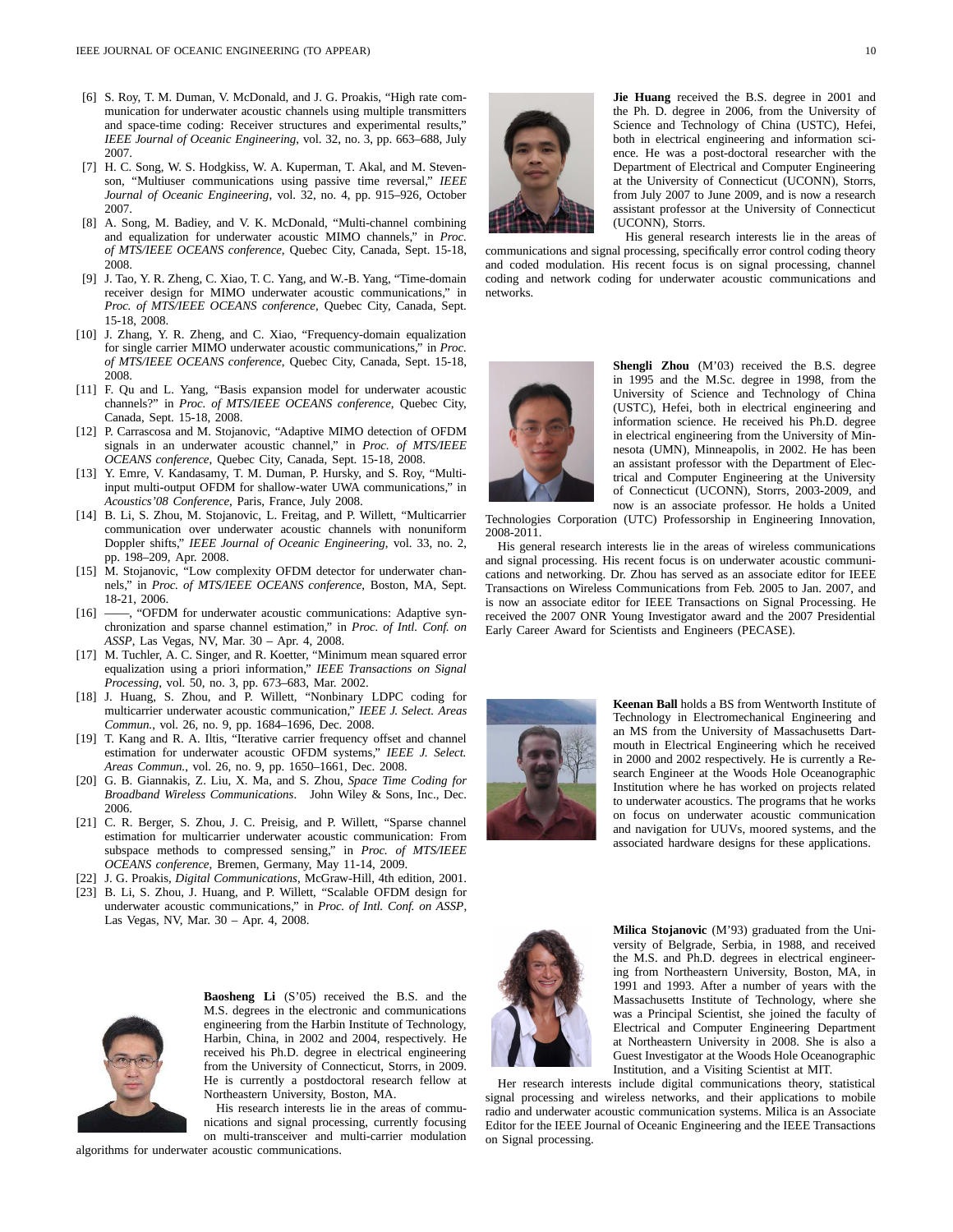[6] S. Roy, T. M. Duman, V. McDonald, and J. G. Proakis, "High rate communication for underwater acoustic channels using multiple transmitters and space-time coding: Receiver structures and experimental results," *IEEE Journal of Oceanic Engineering*, vol. 32, no. 3, pp. 663–688, July 2007.

[7] H. C. Song, W. S. Hodgkiss, W. A. Kuperman, T. Akal, and M. Stevenson, "Multiuser communications using passive time reversal," *IEEE Journal of Oceanic Engineering*, vol. 32, no. 4, pp. 915–926, October 2007.

[8] A. Song, M. Badiey, and V. K. McDonald, "Multi-channel combining and equalization for underwater acoustic MIMO channels," in *Proc. of MTS/IEEE OCEANS conference*, Quebec City, Canada, Sept. 15-18, 2008.

[9] J. Tao, Y. R. Zheng, C. Xiao, T. C. Yang, and W.-B. Yang, "Time-domain receiver design for MIMO underwater acoustic communications," in *Proc. of MTS/IEEE OCEANS conference*, Quebec City, Canada, Sept. 15-18, 2008.

[10] J. Zhang, Y. R. Zheng, and C. Xiao, "Frequency-domain equalization for single carrier MIMO underwater acoustic communications," in *Proc. of MTS/IEEE OCEANS conference*, Quebec City, Canada, Sept. 15-18, 2008.

[11] F. Qu and L. Yang, "Basis expansion model for underwater acoustic channels?" in *Proc. of MTS/IEEE OCEANS conference*, Quebec City, Canada, Sept. 15-18, 2008.

[12] P. Carrascosa and M. Stojanovic, "Adaptive MIMO detection of OFDM signals in an underwater acoustic channel," in *Proc. of MTS/IEEE OCEANS conference*, Quebec City, Canada, Sept. 15-18, 2008.

[13] Y. Emre, V. Kandasamy, T. M. Duman, P. Hursky, and S. Roy, "Multi-input multi-output OFDM for shallow-water UWA communications," in *Acoustics'08 Conference*, Paris, France, July 2008.

[14] B. Li, S. Zhou, M. Stojanovic, L. Freitag, and P. Willett, "Multicarrier communication over underwater acoustic channels with nonuniform Doppler shifts," *IEEE Journal of Oceanic Engineering*, vol. 33, no. 2, pp. 198–209, Apr. 2008.

[15] M. Stojanovic, "Low complexity OFDM detector for underwater channels," in *Proc. of MTS/IEEE OCEANS conference*, Boston, MA, Sept. 18-21, 2006.

[16] ——, "OFDM for underwater acoustic communications: Adaptive synchronization and sparse channel estimation," in *Proc. of Intl. Conf. on ASSP*, Las Vegas, NV, Mar. 30 – Apr. 4, 2008.

[17] M. Tuchler, A. C. Singer, and R. Koetter, "Minimum mean squared error equalization using a priori information," *IEEE Transactions on Signal Processing*, vol. 50, no. 3, pp. 673–683, Mar. 2002.

[18] J. Huang, S. Zhou, and P. Willett, "Nonbinary LDPC coding for multicarrier underwater acoustic communication," *IEEE J. Select. Areas Commun.*, vol. 26, no. 9, pp. 1684–1696, Dec. 2008.

[19] T. Kang and R. A. Iltis, "Iterative carrier frequency offset and channel estimation for underwater acoustic OFDM systems," *IEEE J. Select. Areas Commun.*, vol. 26, no. 9, pp. 1650–1661, Dec. 2008.

[20] G. B. Giannakis, Z. Liu, X. Ma, and S. Zhou, *Space Time Coding for Broadband Wireless Communications*. John Wiley & Sons, Inc., Dec. 2006.

[21] C. R. Berger, S. Zhou, J. C. Preisig, and P. Willett, "Sparse channel estimation for multicarrier underwater acoustic communication: From subspace methods to compressed sensing," in *Proc. of MTS/IEEE OCEANS conference*, Bremen, Germany, May 11-14, 2009.

[22] J. G. Proakis, *Digital Communications*, McGraw-Hill, 4th edition, 2001.

[23] B. Li, S. Zhou, J. Huang, and P. Willett, "Scalable OFDM design for underwater acoustic communications," in *Proc. of Intl. Conf. on ASSP*, Las Vegas, NV, Mar. 30 – Apr. 4, 2008.

**Baosheng Li** (S'05) received the B.S. and the M.S. degrees in the electronic and communications engineering from the Harbin Institute of Technology, Harbin, China, in 2002 and 2004, respectively. He received his Ph.D. degree in electrical engineering from the University of Connecticut, Storrs, in 2009. He is currently a postdoctoral research fellow at Northeastern University, Boston, MA.

His research interests lie in the areas of communications and signal processing, currently focusing on multi-transceiver and multi-carrier modulation algorithms for underwater acoustic communications.

**Jie Huang** received the B.S. degree in 2001 and the Ph. D. degree in 2006, from the University of Science and Technology of China (USTC), Hefei, both in electrical engineering and information science. He was a post-doctoral researcher with the Department of Electrical and Computer Engineering at the University of Connecticut (UCONN), Storrs, from July 2007 to June 2009, and is now a research assistant professor at the University of Connecticut (UCONN), Storrs.

His general research interests lie in the areas of communications and signal processing, specifically error control coding theory and coded modulation. His recent focus is on signal processing, channel coding and network coding for underwater acoustic communications and networks.

**Shengli Zhou** (M'03) received the B.S. degree in 1995 and the M.Sc. degree in 1998, from the University of Science and Technology of China (USTC), Hefei, both in electrical engineering and information science. He received his Ph.D. degree in electrical engineering from the University of Minnesota (UMN), Minneapolis, in 2002. He has been an assistant professor with the Department of Electrical and Computer Engineering at the University of Connecticut (UCONN), Storrs, 2003-2009, and now is an associate professor. He holds a United Technologies Corporation (UTC) Professorship in Engineering Innovation, 2008-2011.

His general research interests lie in the areas of wireless communications and signal processing. His recent focus is on underwater acoustic communications and networking. Dr. Zhou has served as an associate editor for IEEE Transactions on Wireless Communications from Feb. 2005 to Jan. 2007, and is now an associate editor for IEEE Transactions on Signal Processing. He received the 2007 ONR Young Investigator award and the 2007 Presidential Early Career Award for Scientists and Engineers (PECASE).

**Keenan Ball** holds a BS from Wentworth Institute of Technology in Electromechanical Engineering and an MS from the University of Massachusetts Dartmouth in Electrical Engineering which he received in 2000 and 2002 respectively. He is currently a Research Engineer at the Woods Hole Oceanographic Institution where he has worked on projects related to underwater acoustics. The programs that he works on focus on underwater acoustic communication and navigation for UUVs, moored systems, and the associated hardware designs for these applications.

**Milica Stojanovic** (M'93) graduated from the University of Belgrade, Serbia, in 1988, and received the M.S. and Ph.D. degrees in electrical engineering from Northeastern University, Boston, MA, in 1991 and 1993. After a number of years with the Massachusetts Institute of Technology, where she was a Principal Scientist, she joined the faculty of Electrical and Computer Engineering Department at Northeastern University in 2008. She is also a Guest Investigator at the Woods Hole Oceanographic Institution, and a Visiting Scientist at MIT.

Her research interests include digital communications theory, statistical signal processing and wireless networks, and their applications to mobile radio and underwater acoustic communication systems. Milica is an Associate Editor for the IEEE Journal of Oceanic Engineering and the IEEE Transactions on Signal processing.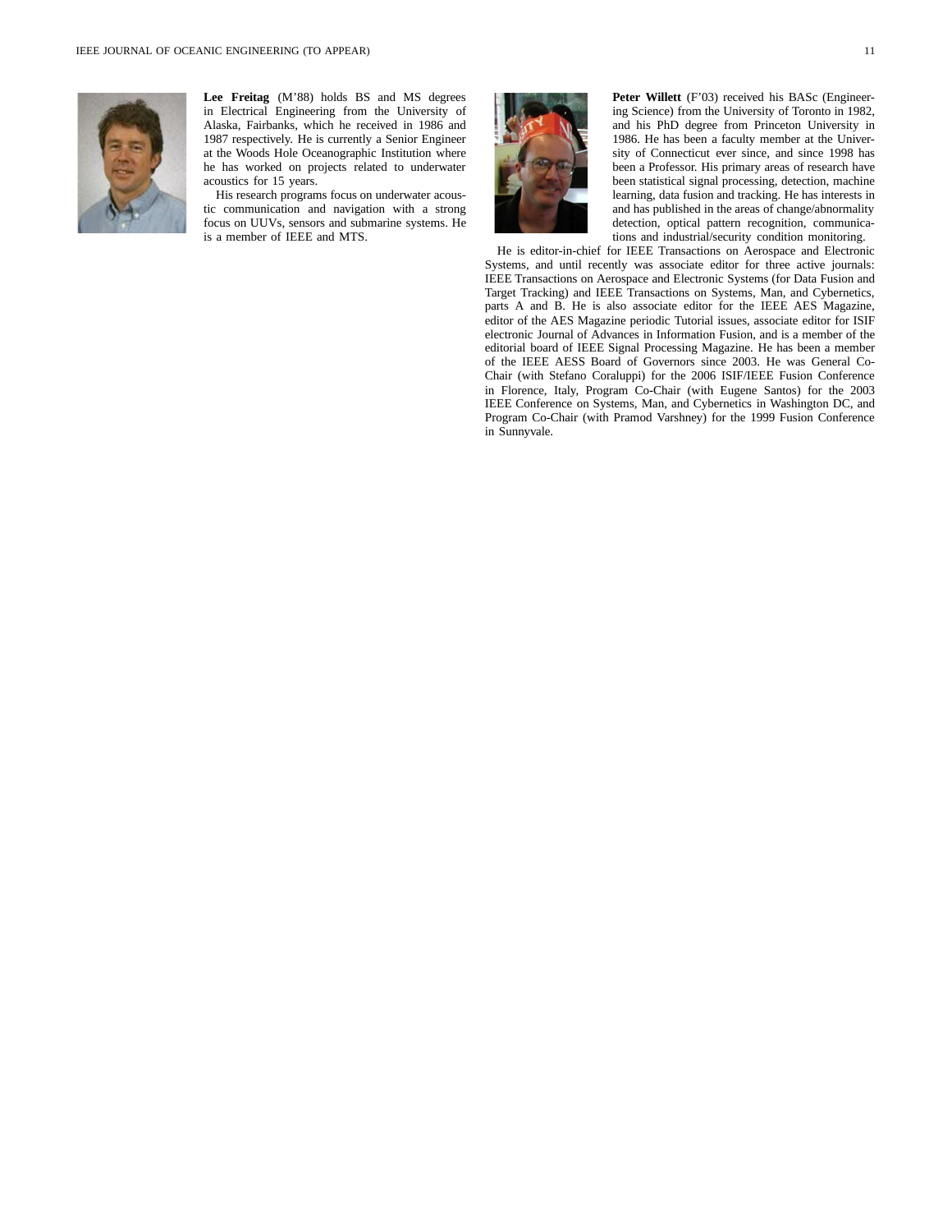**Lee Freitag** (M'88) holds BS and MS degrees in Electrical Engineering from the University of Alaska, Fairbanks, which he received in 1986 and 1987 respectively. He is currently a Senior Engineer at the Woods Hole Oceanographic Institution where he has worked on projects related to underwater acoustics for 15 years.

His research programs focus on underwater acoustic communication and navigation with a strong focus on UUVs, sensors and submarine systems. He is a member of IEEE and MTS.

**Peter Willett** (F'03) received his BASc (Engineering Science) from the University of Toronto in 1982, and his PhD degree from Princeton University in 1986. He has been a faculty member at the University of Connecticut ever since, and since 1998 has been a Professor. His primary areas of research have been statistical signal processing, detection, machine learning, data fusion and tracking. He has interests in and has published in the areas of change/abnormality detection, optical pattern recognition, communications and industrial/security condition monitoring.

He is editor-in-chief for IEEE Transactions on Aerospace and Electronic Systems, and until recently was associate editor for three active journals: IEEE Transactions on Aerospace and Electronic Systems (for Data Fusion and Target Tracking) and IEEE Transactions on Systems, Man, and Cybernetics, parts A and B. He is also associate editor for the IEEE AES Magazine, editor of the AES Magazine periodic Tutorial issues, associate editor for ISIF electronic Journal of Advances in Information Fusion, and is a member of the editorial board of IEEE Signal Processing Magazine. He has been a member of the IEEE AESS Board of Governors since 2003. He was General Co-Chair (with Stefano Coraluppi) for the 2006 ISIF/IEEE Fusion Conference in Florence, Italy, Program Co-Chair (with Eugene Santos) for the 2003 IEEE Conference on Systems, Man, and Cybernetics in Washington DC, and Program Co-Chair (with Pramod Varshney) for the 1999 Fusion Conference in Sunnyvale.